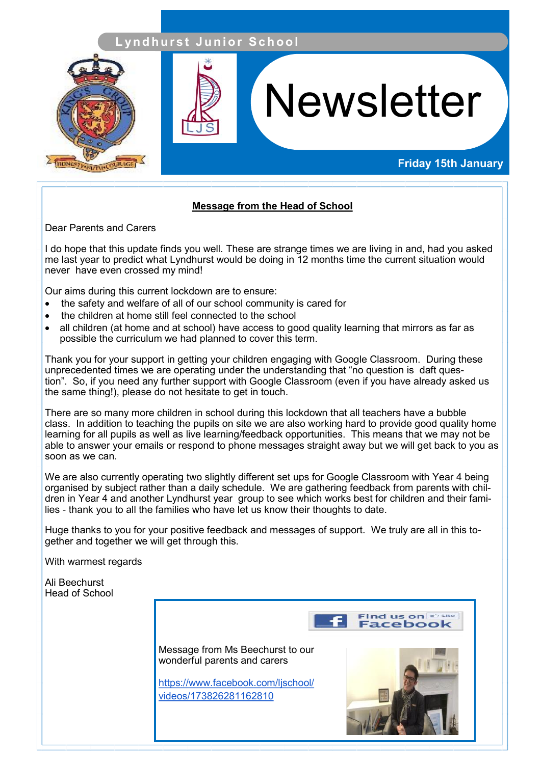Lyndhurst Junior School

# Newsletter

**Friday 15th January**

## Message from the Head of School

Dear Parents and Carers

I do hope that this update finds you well. These are strange times we are living in and, had you asked me last year to predict what Lyndhurst would be doing in 12 months time the current situation would never have even crossed my mind!

Our aims during this current lockdown are to ensure:

- the safety and welfare of all of our school community is cared for
- the children at home still feel connected to the school
- all children (at home and at school) have access to good quality learning that mirrors as far as possible the curriculum we had planned to cover this term.

Thank you for your support in getting your children engaging with Google Classroom. During these unprecedented times we are operating under the understanding that "no question is daft question". So, if you need any further support with Google Classroom (even if you have already asked us the same thing!), please do not hesitate to get in touch.

There are so many more children in school during this lockdown that all teachers have a bubble class. In addition to teaching the pupils on site we are also working hard to provide good quality home learning for all pupils as well as live learning/feedback opportunities. This means that we may not be able to answer your emails or respond to phone messages straight away but we will get back to you as soon as we can.

We are also currently operating two slightly different set ups for Google Classroom with Year 4 being organised by subject rather than a daily schedule. We are gathering feedback from parents with children in Year 4 and another Lyndhurst year group to see which works best for children and their families - thank you to all the families who have let us know their thoughts to date.

Huge thanks to you for your positive feedback and messages of support. We truly are all in this together and together we will get through this.

With warmest regards

Ali Beechurst
Head of School

Find us on Facebook

Message from Ms Beechurst to our wonderful parents and carers

https://www.facebook.com/ljschool/videos/173826281162810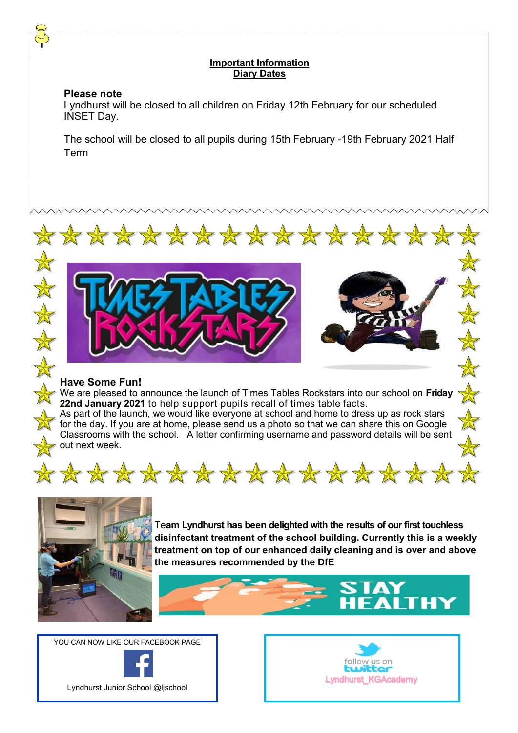**Important Information**
**Diary Dates**

**Please note**
Lyndhurst will be closed to all children on Friday 12th February for our scheduled INSET Day.

The school will be closed to all pupils during 15th February -19th February 2021 Half Term

TIMES TABLES ROCKSTARS

**Have Some Fun!**
We are pleased to announce the launch of Times Tables Rockstars into our school on **Friday 22nd January 2021** to help support pupils recall of times table facts.
As part of the launch, we would like everyone at school and home to dress up as rock stars for the day. If you are at home, please send us a photo so that we can share this on Google Classrooms with the school. A letter confirming username and password details will be sent out next week.

**Team Lyndhurst has been delighted with the results of our first touchless disinfectant treatment of the school building. Currently this is a weekly treatment on top of our enhanced daily cleaning and is over and above the measures recommended by the DfE**

STAY HEALTHY

YOU CAN NOW LIKE OUR FACEBOOK PAGE

Lyndhurst Junior School @ljschool

follow us on twitter
Lyndhurst_KGAcademy